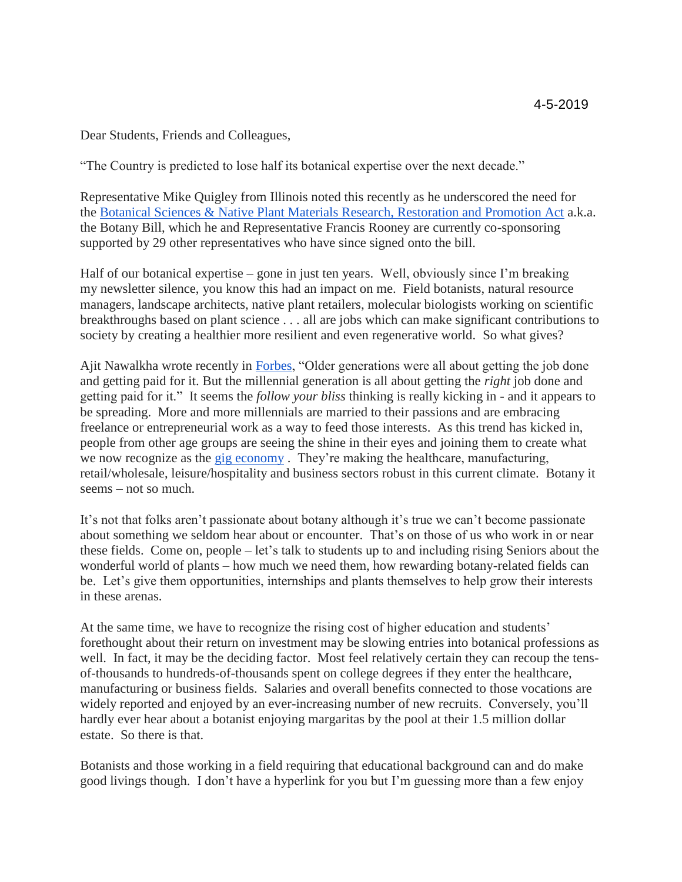4-5-2019

Dear Students, Friends and Colleagues,

"The Country is predicted to lose half its botanical expertise over the next decade."

Representative Mike Quigley from Illinois noted this recently as he underscored the need for the Botanical Sciences & Native Plant Materials Research, Restoration and Promotion Act a.k.a. the Botany Bill, which he and Representative Francis Rooney are currently co-sponsoring supported by 29 other representatives who have since signed onto the bill.

Half of our botanical expertise – gone in just ten years. Well, obviously since I'm breaking my newsletter silence, you know this had an impact on me. Field botanists, natural resource managers, landscape architects, native plant retailers, molecular biologists working on scientific breakthroughs based on plant science . . . all are jobs which can make significant contributions to society by creating a healthier more resilient and even regenerative world. So what gives?

Ajit Nawalkha wrote recently in Forbes, "Older generations were all about getting the job done and getting paid for it. But the millennial generation is all about getting the *right* job done and getting paid for it." It seems the *follow your bliss* thinking is really kicking in - and it appears to be spreading. More and more millennials are married to their passions and are embracing freelance or entrepreneurial work as a way to feed those interests. As this trend has kicked in, people from other age groups are seeing the shine in their eyes and joining them to create what we now recognize as the gig economy . They're making the healthcare, manufacturing, retail/wholesale, leisure/hospitality and business sectors robust in this current climate. Botany it seems – not so much.

It's not that folks aren't passionate about botany although it's true we can't become passionate about something we seldom hear about or encounter. That's on those of us who work in or near these fields. Come on, people – let's talk to students up to and including rising Seniors about the wonderful world of plants – how much we need them, how rewarding botany-related fields can be. Let's give them opportunities, internships and plants themselves to help grow their interests in these arenas.

At the same time, we have to recognize the rising cost of higher education and students' forethought about their return on investment may be slowing entries into botanical professions as well. In fact, it may be the deciding factor. Most feel relatively certain they can recoup the tens-of-thousands to hundreds-of-thousands spent on college degrees if they enter the healthcare, manufacturing or business fields. Salaries and overall benefits connected to those vocations are widely reported and enjoyed by an ever-increasing number of new recruits. Conversely, you'll hardly ever hear about a botanist enjoying margaritas by the pool at their 1.5 million dollar estate. So there is that.

Botanists and those working in a field requiring that educational background can and do make good livings though. I don't have a hyperlink for you but I'm guessing more than a few enjoy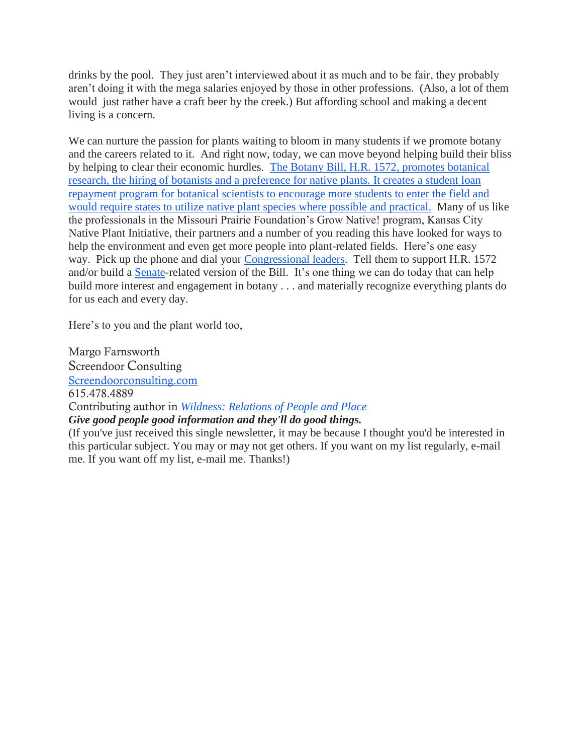drinks by the pool. They just aren't interviewed about it as much and to be fair, they probably aren't doing it with the mega salaries enjoyed by those in other professions. (Also, a lot of them would just rather have a craft beer by the creek.) But affording school and making a decent living is a concern.

We can nurture the passion for plants waiting to bloom in many students if we promote botany and the careers related to it. And right now, today, we can move beyond helping build their bliss by helping to clear their economic hurdles. The Botany Bill, H.R. 1572, promotes botanical research, the hiring of botanists and a preference for native plants. It creates a student loan repayment program for botanical scientists to encourage more students to enter the field and would require states to utilize native plant species where possible and practical. Many of us like the professionals in the Missouri Prairie Foundation's Grow Native! program, Kansas City Native Plant Initiative, their partners and a number of you reading this have looked for ways to help the environment and even get more people into plant-related fields. Here's one easy way. Pick up the phone and dial your Congressional leaders. Tell them to support H.R. 1572 and/or build a Senate-related version of the Bill. It's one thing we can do today that can help build more interest and engagement in botany . . . and materially recognize everything plants do for us each and every day.

Here's to you and the plant world too,

Margo Farnsworth  
Screendoor Consulting  
Screendoorconsulting.com  
615.478.4889  
Contributing author in *Wildness: Relations of People and Place*  
***Give good people good information and they'll do good things.***  
(If you've just received this single newsletter, it may be because I thought you'd be interested in this particular subject. You may or may not get others. If you want on my list regularly, e-mail me. If you want off my list, e-mail me. Thanks!)